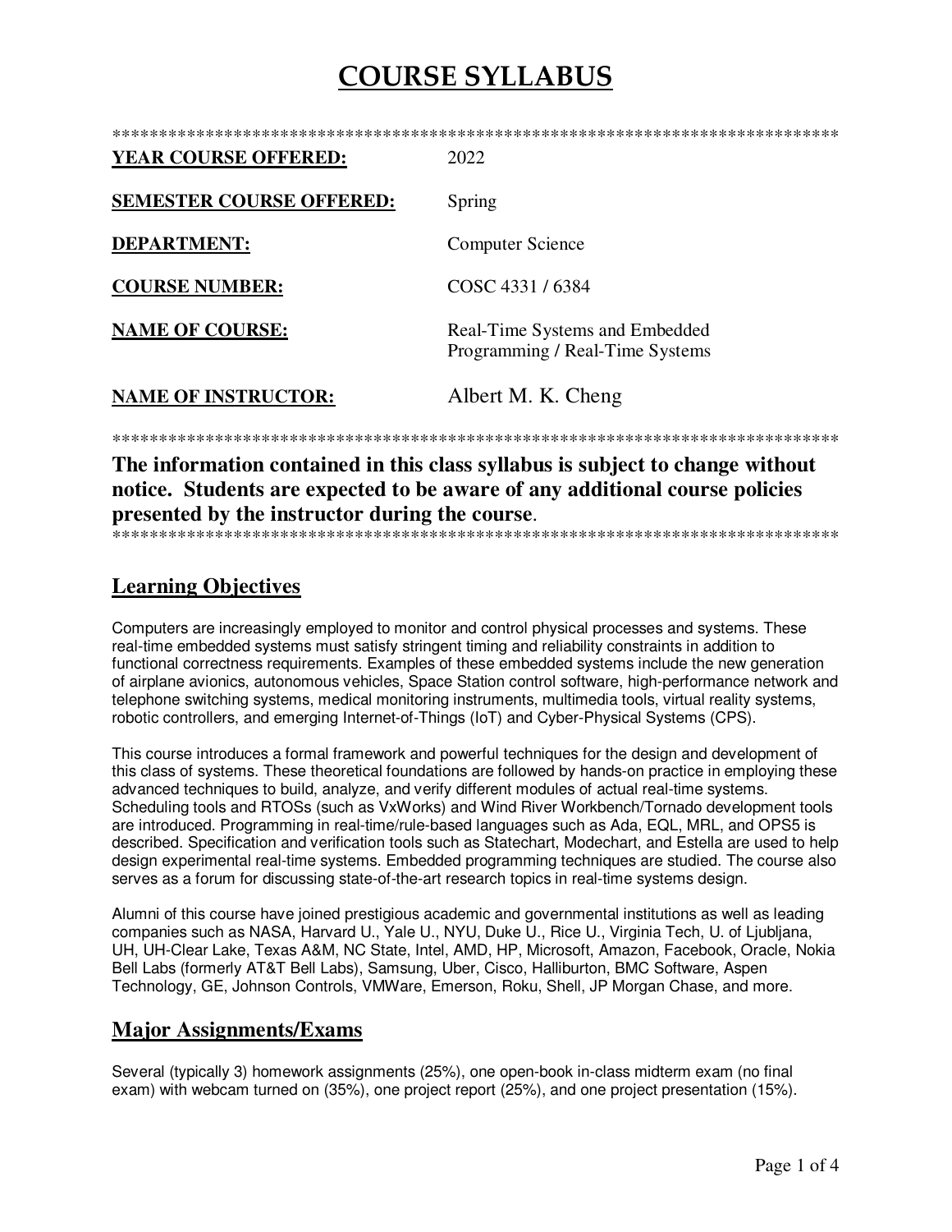# COURSE SYLLABUS

*******************************************************************************

**YEAR COURSE OFFERED:** 2022

**SEMESTER COURSE OFFERED:** Spring

**DEPARTMENT:** Computer Science

**COURSE NUMBER:** COSC 4331 / 6384

**NAME OF COURSE:** Real-Time Systems and Embedded Programming / Real-Time Systems

**NAME OF INSTRUCTOR:** Albert M. K. Cheng

*******************************************************************************

**The information contained in this class syllabus is subject to change without notice. Students are expected to be aware of any additional course policies presented by the instructor during the course**.

*******************************************************************************

## Learning Objectives

Computers are increasingly employed to monitor and control physical processes and systems. These real-time embedded systems must satisfy stringent timing and reliability constraints in addition to functional correctness requirements. Examples of these embedded systems include the new generation of airplane avionics, autonomous vehicles, Space Station control software, high-performance network and telephone switching systems, medical monitoring instruments, multimedia tools, virtual reality systems, robotic controllers, and emerging Internet-of-Things (IoT) and Cyber-Physical Systems (CPS).

This course introduces a formal framework and powerful techniques for the design and development of this class of systems. These theoretical foundations are followed by hands-on practice in employing these advanced techniques to build, analyze, and verify different modules of actual real-time systems. Scheduling tools and RTOSs (such as VxWorks) and Wind River Workbench/Tornado development tools are introduced. Programming in real-time/rule-based languages such as Ada, EQL, MRL, and OPS5 is described. Specification and verification tools such as Statechart, Modechart, and Estella are used to help design experimental real-time systems. Embedded programming techniques are studied. The course also serves as a forum for discussing state-of-the-art research topics in real-time systems design.

Alumni of this course have joined prestigious academic and governmental institutions as well as leading companies such as NASA, Harvard U., Yale U., NYU, Duke U., Rice U., Virginia Tech, U. of Ljubljana, UH, UH-Clear Lake, Texas A&M, NC State, Intel, AMD, HP, Microsoft, Amazon, Facebook, Oracle, Nokia Bell Labs (formerly AT&T Bell Labs), Samsung, Uber, Cisco, Halliburton, BMC Software, Aspen Technology, GE, Johnson Controls, VMWare, Emerson, Roku, Shell, JP Morgan Chase, and more.

## Major Assignments/Exams

Several (typically 3) homework assignments (25%), one open-book in-class midterm exam (no final exam) with webcam turned on (35%), one project report (25%), and one project presentation (15%).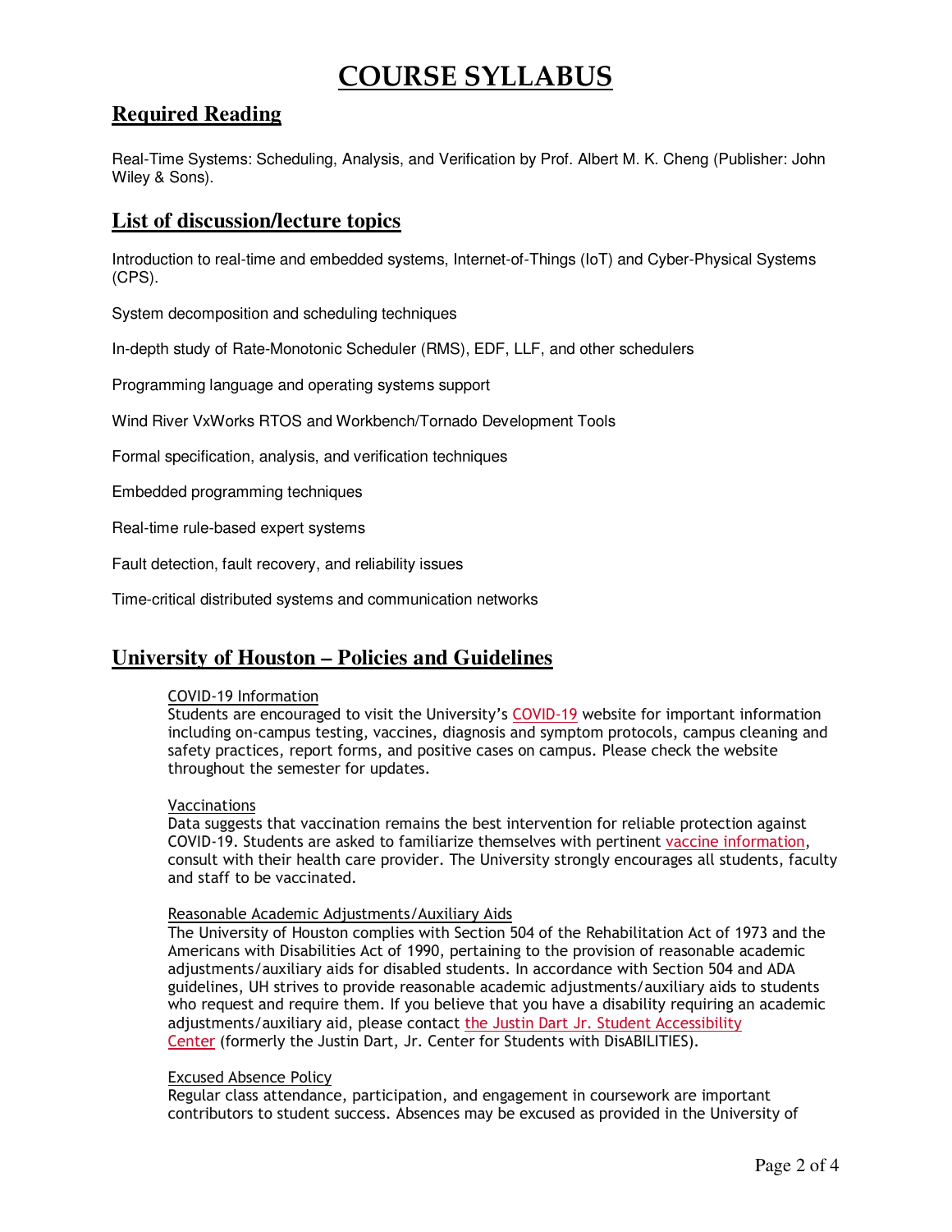# COURSE SYLLABUS

## Required Reading

Real-Time Systems: Scheduling, Analysis, and Verification by Prof. Albert M. K. Cheng (Publisher: John Wiley & Sons).

## List of discussion/lecture topics

Introduction to real-time and embedded systems, Internet-of-Things (IoT) and Cyber-Physical Systems (CPS).

System decomposition and scheduling techniques

In-depth study of Rate-Monotonic Scheduler (RMS), EDF, LLF, and other schedulers

Programming language and operating systems support

Wind River VxWorks RTOS and Workbench/Tornado Development Tools

Formal specification, analysis, and verification techniques

Embedded programming techniques

Real-time rule-based expert systems

Fault detection, fault recovery, and reliability issues

Time-critical distributed systems and communication networks

## University of Houston – Policies and Guidelines

COVID-19 Information
Students are encouraged to visit the University's COVID-19 website for important information including on-campus testing, vaccines, diagnosis and symptom protocols, campus cleaning and safety practices, report forms, and positive cases on campus. Please check the website throughout the semester for updates.

Vaccinations
Data suggests that vaccination remains the best intervention for reliable protection against COVID-19. Students are asked to familiarize themselves with pertinent vaccine information, consult with their health care provider. The University strongly encourages all students, faculty and staff to be vaccinated.

Reasonable Academic Adjustments/Auxiliary Aids
The University of Houston complies with Section 504 of the Rehabilitation Act of 1973 and the Americans with Disabilities Act of 1990, pertaining to the provision of reasonable academic adjustments/auxiliary aids for disabled students. In accordance with Section 504 and ADA guidelines, UH strives to provide reasonable academic adjustments/auxiliary aids to students who request and require them. If you believe that you have a disability requiring an academic adjustments/auxiliary aid, please contact the Justin Dart Jr. Student Accessibility Center (formerly the Justin Dart, Jr. Center for Students with DisABILITIES).

Excused Absence Policy
Regular class attendance, participation, and engagement in coursework are important contributors to student success. Absences may be excused as provided in the University of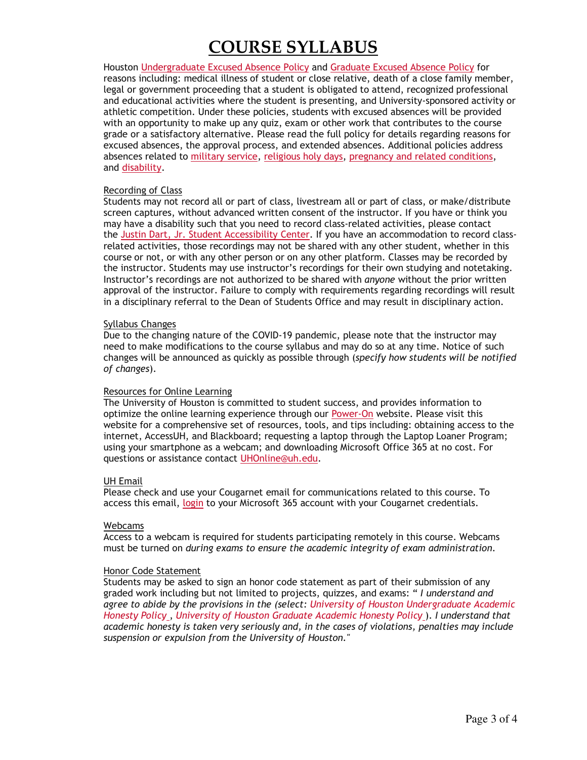# COURSE SYLLABUS

Houston Undergraduate Excused Absence Policy and Graduate Excused Absence Policy for reasons including: medical illness of student or close relative, death of a close family member, legal or government proceeding that a student is obligated to attend, recognized professional and educational activities where the student is presenting, and University-sponsored activity or athletic competition. Under these policies, students with excused absences will be provided with an opportunity to make up any quiz, exam or other work that contributes to the course grade or a satisfactory alternative. Please read the full policy for details regarding reasons for excused absences, the approval process, and extended absences. Additional policies address absences related to military service, religious holy days, pregnancy and related conditions, and disability.

## Recording of Class

Students may not record all or part of class, livestream all or part of class, or make/distribute screen captures, without advanced written consent of the instructor. If you have or think you may have a disability such that you need to record class-related activities, please contact the Justin Dart, Jr. Student Accessibility Center. If you have an accommodation to record class-related activities, those recordings may not be shared with any other student, whether in this course or not, or with any other person or on any other platform. Classes may be recorded by the instructor. Students may use instructor's recordings for their own studying and notetaking. Instructor's recordings are not authorized to be shared with *anyone* without the prior written approval of the instructor. Failure to comply with requirements regarding recordings will result in a disciplinary referral to the Dean of Students Office and may result in disciplinary action.

## Syllabus Changes

Due to the changing nature of the COVID-19 pandemic, please note that the instructor may need to make modifications to the course syllabus and may do so at any time. Notice of such changes will be announced as quickly as possible through (*specify how students will be notified of changes*).

## Resources for Online Learning

The University of Houston is committed to student success, and provides information to optimize the online learning experience through our Power-On website. Please visit this website for a comprehensive set of resources, tools, and tips including: obtaining access to the internet, AccessUH, and Blackboard; requesting a laptop through the Laptop Loaner Program; using your smartphone as a webcam; and downloading Microsoft Office 365 at no cost. For questions or assistance contact UHOnline@uh.edu.

## UH Email

Please check and use your Cougarnet email for communications related to this course. To access this email, login to your Microsoft 365 account with your Cougarnet credentials.

## Webcams

Access to a webcam is required for students participating remotely in this course. Webcams must be turned on *during exams to ensure the academic integrity of exam administration.*

## Honor Code Statement

Students may be asked to sign an honor code statement as part of their submission of any graded work including but not limited to projects, quizzes, and exams: "*I understand and agree to abide by the provisions in the (select: University of Houston Undergraduate Academic Honesty Policy, University of Houston Graduate Academic Honesty Policy). I understand that academic honesty is taken very seriously and, in the cases of violations, penalties may include suspension or expulsion from the University of Houston.*"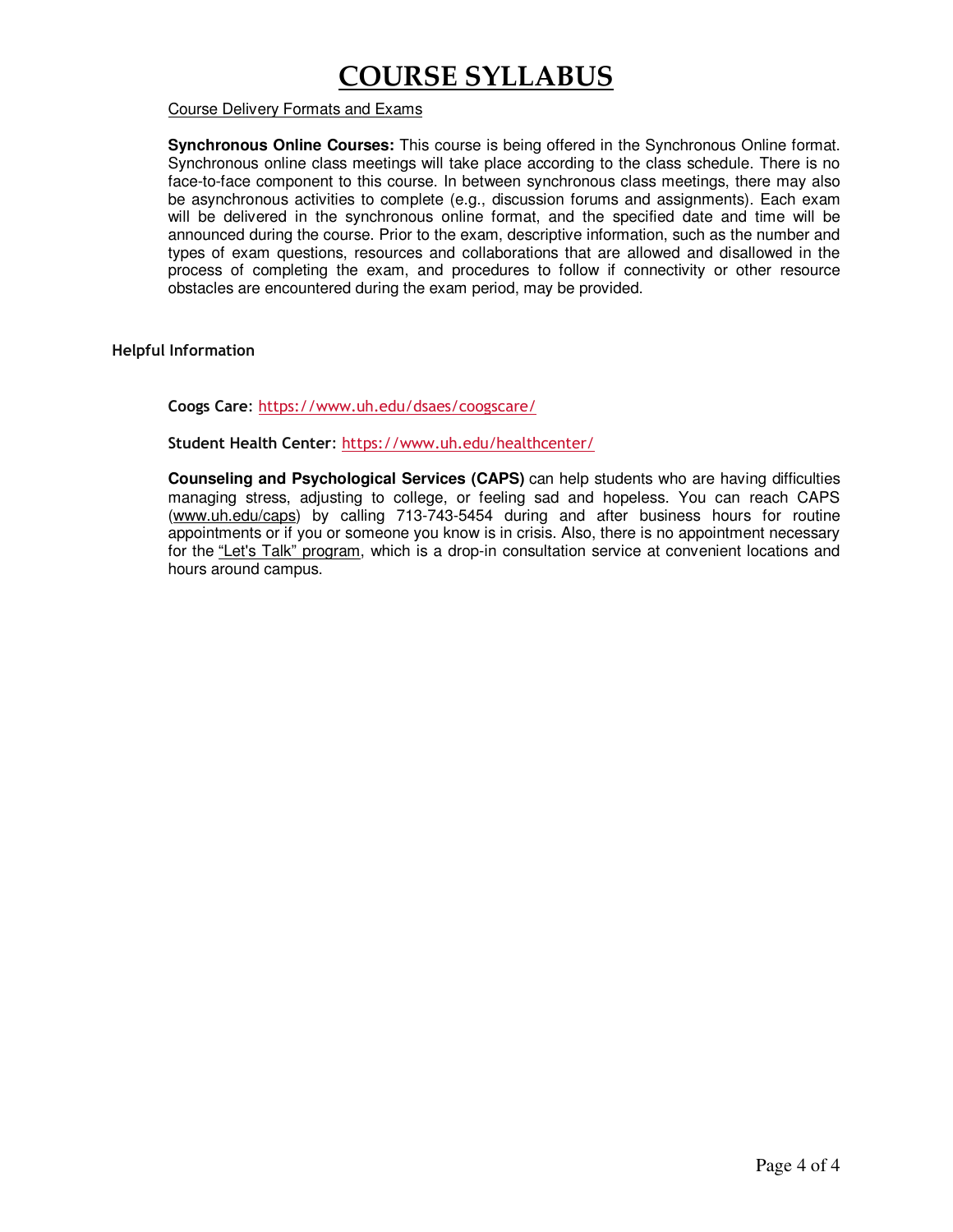# COURSE SYLLABUS

Course Delivery Formats and Exams

**Synchronous Online Courses:** This course is being offered in the Synchronous Online format. Synchronous online class meetings will take place according to the class schedule. There is no face-to-face component to this course. In between synchronous class meetings, there may also be asynchronous activities to complete (e.g., discussion forums and assignments). Each exam will be delivered in the synchronous online format, and the specified date and time will be announced during the course. Prior to the exam, descriptive information, such as the number and types of exam questions, resources and collaborations that are allowed and disallowed in the process of completing the exam, and procedures to follow if connectivity or other resource obstacles are encountered during the exam period, may be provided.

**Helpful Information**

**Coogs Care**: https://www.uh.edu/dsaes/coogscare/

**Student Health Center**: https://www.uh.edu/healthcenter/

**Counseling and Psychological Services (CAPS)** can help students who are having difficulties managing stress, adjusting to college, or feeling sad and hopeless. You can reach CAPS (www.uh.edu/caps) by calling 713-743-5454 during and after business hours for routine appointments or if you or someone you know is in crisis. Also, there is no appointment necessary for the "Let's Talk" program, which is a drop-in consultation service at convenient locations and hours around campus.